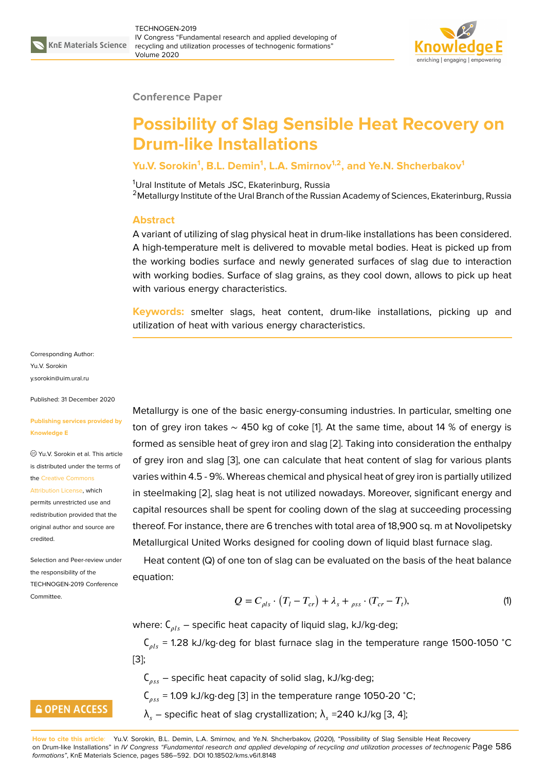Conference Paper

# Possibility of Slag Sensible Heat Recovery on Drum-like Installations

**Yu.V. Sorokin[1], B.L. Demin[1], L.A. Smirnov[1,2], and Ye.N. Shcherbakov[1]**

[1]Ural Institute of Metals JSC, Ekaterinburg, Russia
[2]Metallurgy Institute of the Ural Branch of the Russian Academy of Sciences, Ekaterinburg, Russia

## Abstract

A variant of utilizing of slag physical heat in drum-like installations has been considered. A high-temperature melt is delivered to movable metal bodies. Heat is picked up from the working bodies surface and newly generated surfaces of slag due to interaction with working bodies. Surface of slag grains, as they cool down, allows to pick up heat with various energy characteristics.

**Keywords:** smelter slags, heat content, drum-like installations, picking up and utilization of heat with various energy characteristics.

Corresponding Author:
Yu.V. Sorokin
y.sorokin@uim.ural.ru

Published: 31 December 2020

**Publishing services provided by Knowledge E**

© Yu.V. Sorokin et al. This article is distributed under the terms of the Creative Commons Attribution License, which permits unrestricted use and redistribution provided that the original author and source are credited.

Selection and Peer-review under the responsibility of the TECHNOGEN-2019 Conference Committee.

Metallurgy is one of the basic energy-consuming industries. In particular, smelting one ton of grey iron takes ∼ 450 kg of coke [1]. At the same time, about 14 % of energy is formed as sensible heat of grey iron and slag [2]. Taking into consideration the enthalpy of grey iron and slag [3], one can calculate that heat content of slag for various plants varies within 4.5 - 9%. Whereas chemical and physical heat of grey iron is partially utilized in steelmaking [2], slag heat is not utilized nowadays. Moreover, significant energy and capital resources shall be spent for cooling down of the slag at succeeding processing thereof. For instance, there are 6 trenches with total area of 18,900 sq. m at Novolipetsky Metallurgical United Works designed for cooling down of liquid blast furnace slag.

Heat content (Q) of one ton of slag can be evaluated on the basis of the heat balance equation:

$$Q = C_{\rho ls} \cdot \left(T_l - T_{cr}\right) + \lambda_s + {}_{\rho ss} \cdot (T_{cr} - T_t), \tag{1}$$

where: $C_{\rho ls}$ – specific heat capacity of liquid slag, kJ/kg·deg;

$C_{\rho ls}$ = 1.28 kJ/kg·deg for blast furnace slag in the temperature range 1500-1050 °C [3];

$C_{\rho ss}$ – specific heat capacity of solid slag, kJ/kg·deg;

$C_{\rho ss}$ = 1.09 kJ/kg·deg [3] in the temperature range 1050-20 °C;

$\lambda_s$ – specific heat of slag crystallization; $\lambda_s$ =240 kJ/kg [3, 4];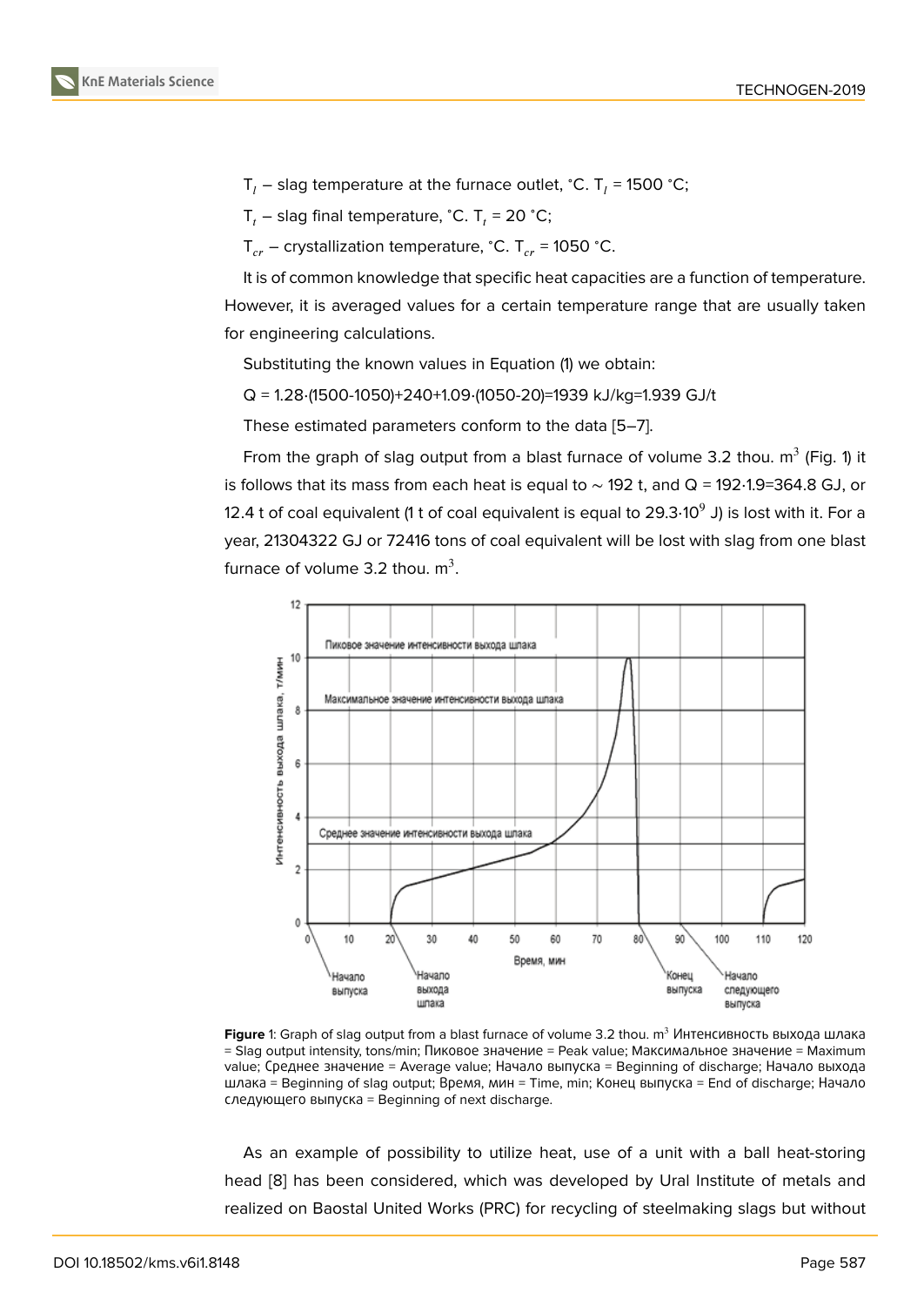$T_l$ – slag temperature at the furnace outlet, °C. $T_l$ = 1500 °C;

$T_t$ – slag final temperature, °C. $T_t$ = 20 °C;

$T_{cr}$ – crystallization temperature, °C. $T_{cr}$ = 1050 °C.

It is of common knowledge that specific heat capacities are a function of temperature. However, it is averaged values for a certain temperature range that are usually taken for engineering calculations.

Substituting the known values in Equation (1) we obtain:

Q = 1.28·(1500-1050)+240+1.09·(1050-20)=1939 kJ/kg=1.939 GJ/t

These estimated parameters conform to the data [5–7].

From the graph of slag output from a blast furnace of volume 3.2 thou. $m^3$ (Fig. 1) it is follows that its mass from each heat is equal to ~ 192 t, and Q = 192·1.9=364.8 GJ, or 12.4 t of coal equivalent (1 t of coal equivalent is equal to $29.3 \cdot 10^9$ J) is lost with it. For a year, 21304322 GJ or 72416 tons of coal equivalent will be lost with slag from one blast furnace of volume 3.2 thou. $m^3$.

**Figure** 1: Graph of slag output from a blast furnace of volume 3.2 thou. $m^3$ Интенсивность выхода шлака = Slag output intensity, tons/min; Пиковое значение = Peak value; Максимальное значение = Maximum value; Среднее значение = Average value; Начало выпуска = Beginning of discharge; Начало выхода шлака = Beginning of slag output; Время, мин = Time, min; Конец выпуска = End of discharge; Начало следующего выпуска = Beginning of next discharge.

As an example of possibility to utilize heat, use of a unit with a ball heat-storing head [8] has been considered, which was developed by Ural Institute of metals and realized on Baostal United Works (PRC) for recycling of steelmaking slags but without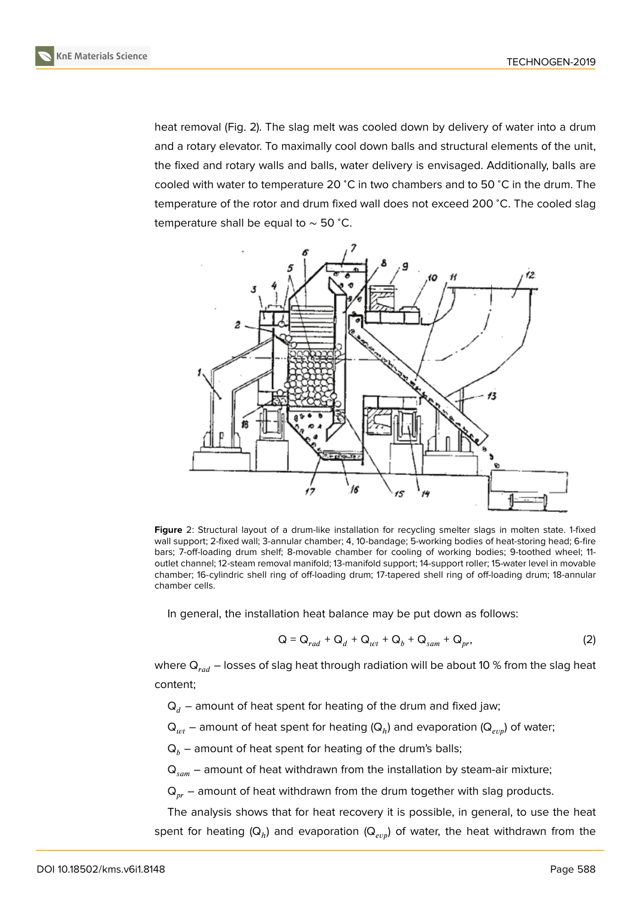heat removal (Fig. 2). The slag melt was cooled down by delivery of water into a drum and a rotary elevator. To maximally cool down balls and structural elements of the unit, the fixed and rotary walls and balls, water delivery is envisaged. Additionally, balls are cooled with water to temperature 20 ˚C in two chambers and to 50 ˚C in the drum. The temperature of the rotor and drum fixed wall does not exceed 200 ˚C. The cooled slag temperature shall be equal to ∼ 50 ˚C.

**Figure** 2: Structural layout of a drum-like installation for recycling smelter slags in molten state. 1-fixed wall support; 2-fixed wall; 3-annular chamber; 4, 10-bandage; 5-working bodies of heat-storing head; 6-fire bars; 7-off-loading drum shelf; 8-movable chamber for cooling of working bodies; 9-toothed wheel; 11-outlet channel; 12-steam removal manifold; 13-manifold support; 14-support roller; 15-water level in movable chamber; 16-cylindric shell ring of off-loading drum; 17-tapered shell ring of off-loading drum; 18-annular chamber cells.

In general, the installation heat balance may be put down as follows:

$$Q = Q_{rad} + Q_d + Q_{wt} + Q_b + Q_{sam} + Q_{pr}, \tag{2}$$

where $Q_{rad}$ – losses of slag heat through radiation will be about 10 % from the slag heat content;

$Q_d$ – amount of heat spent for heating of the drum and fixed jaw;

$Q_{wt}$ – amount of heat spent for heating ($Q_h$) and evaporation ($Q_{evp}$) of water;

$Q_b$ – amount of heat spent for heating of the drum's balls;

$Q_{sam}$ – amount of heat withdrawn from the installation by steam-air mixture;

$Q_{pr}$ – amount of heat withdrawn from the drum together with slag products.

The analysis shows that for heat recovery it is possible, in general, to use the heat spent for heating ($Q_h$) and evaporation ($Q_{evp}$) of water, the heat withdrawn from the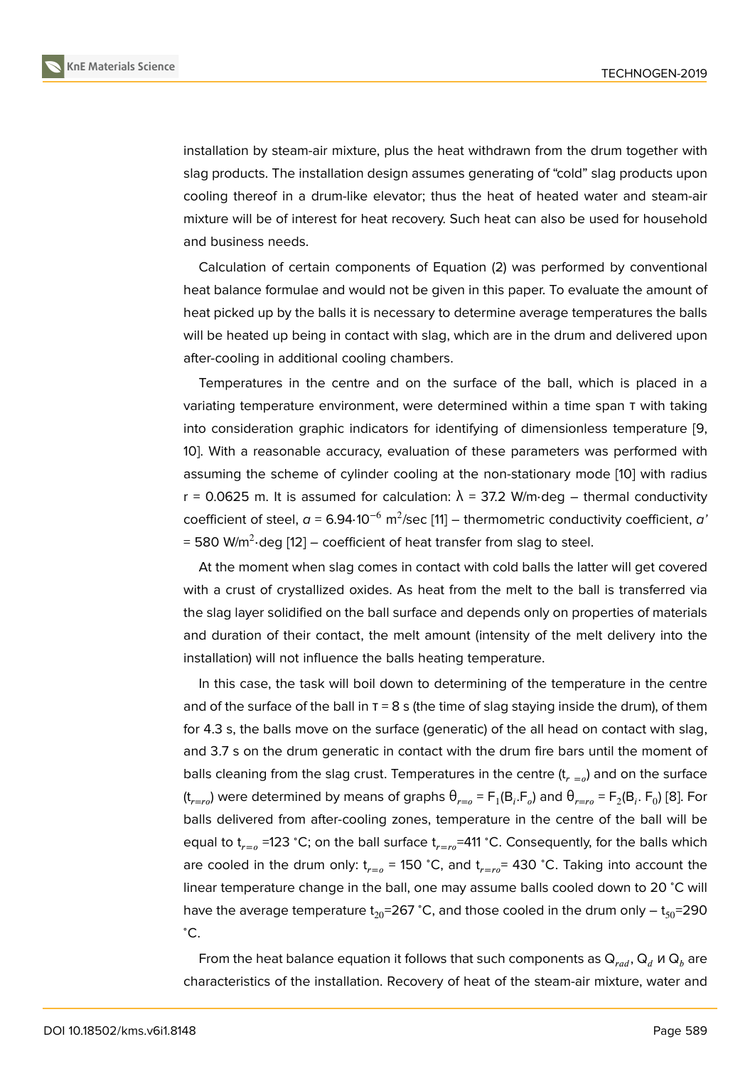installation by steam-air mixture, plus the heat withdrawn from the drum together with slag products. The installation design assumes generating of "cold" slag products upon cooling thereof in a drum-like elevator; thus the heat of heated water and steam-air mixture will be of interest for heat recovery. Such heat can also be used for household and business needs.

Calculation of certain components of Equation (2) was performed by conventional heat balance formulae and would not be given in this paper. To evaluate the amount of heat picked up by the balls it is necessary to determine average temperatures the balls will be heated up being in contact with slag, which are in the drum and delivered upon after-cooling in additional cooling chambers.

Temperatures in the centre and on the surface of the ball, which is placed in a variating temperature environment, were determined within a time span τ with taking into consideration graphic indicators for identifying of dimensionless temperature [9, 10]. With a reasonable accuracy, evaluation of these parameters was performed with assuming the scheme of cylinder cooling at the non-stationary mode [10] with radius r = 0.0625 m. It is assumed for calculation: λ = 37.2 W/m·deg – thermal conductivity coefficient of steel, $a = 6.94 \cdot 10^{-6}$ $m^2$/sec [11] – thermometric conductivity coefficient, $a'$ = 580 W/$m^2$·deg [12] – coefficient of heat transfer from slag to steel.

At the moment when slag comes in contact with cold balls the latter will get covered with a crust of crystallized oxides. As heat from the melt to the ball is transferred via the slag layer solidified on the ball surface and depends only on properties of materials and duration of their contact, the melt amount (intensity of the melt delivery into the installation) will not influence the balls heating temperature.

In this case, the task will boil down to determining of the temperature in the centre and of the surface of the ball in τ = 8 s (the time of slag staying inside the drum), of them for 4.3 s, the balls move on the surface (generatic) of the all head on contact with slag, and 3.7 s on the drum generatic in contact with the drum fire bars until the moment of balls cleaning from the slag crust. Temperatures in the centre ($t_{r=o}$) and on the surface ($t_{r=ro}$) were determined by means of graphs $\theta_{r=o} = F_1(B_i.F_o)$ and $\theta_{r=ro} = F_2(B_i.\ F_0)$ [8]. For balls delivered from after-cooling zones, temperature in the centre of the ball will be equal to $t_{r=o}$ =123 ˚C; on the ball surface $t_{r=ro}$=411 ˚C. Consequently, for the balls which are cooled in the drum only: $t_{r=o}$ = 150 ˚C, and $t_{r=ro}$= 430 ˚C. Taking into account the linear temperature change in the ball, one may assume balls cooled down to 20 ˚C will have the average temperature $t_{20}$=267 ˚C, and those cooled in the drum only – $t_{50}$=290 ˚C.

From the heat balance equation it follows that such components as $Q_{rad}$, $Q_d$ и $Q_b$ are characteristics of the installation. Recovery of heat of the steam-air mixture, water and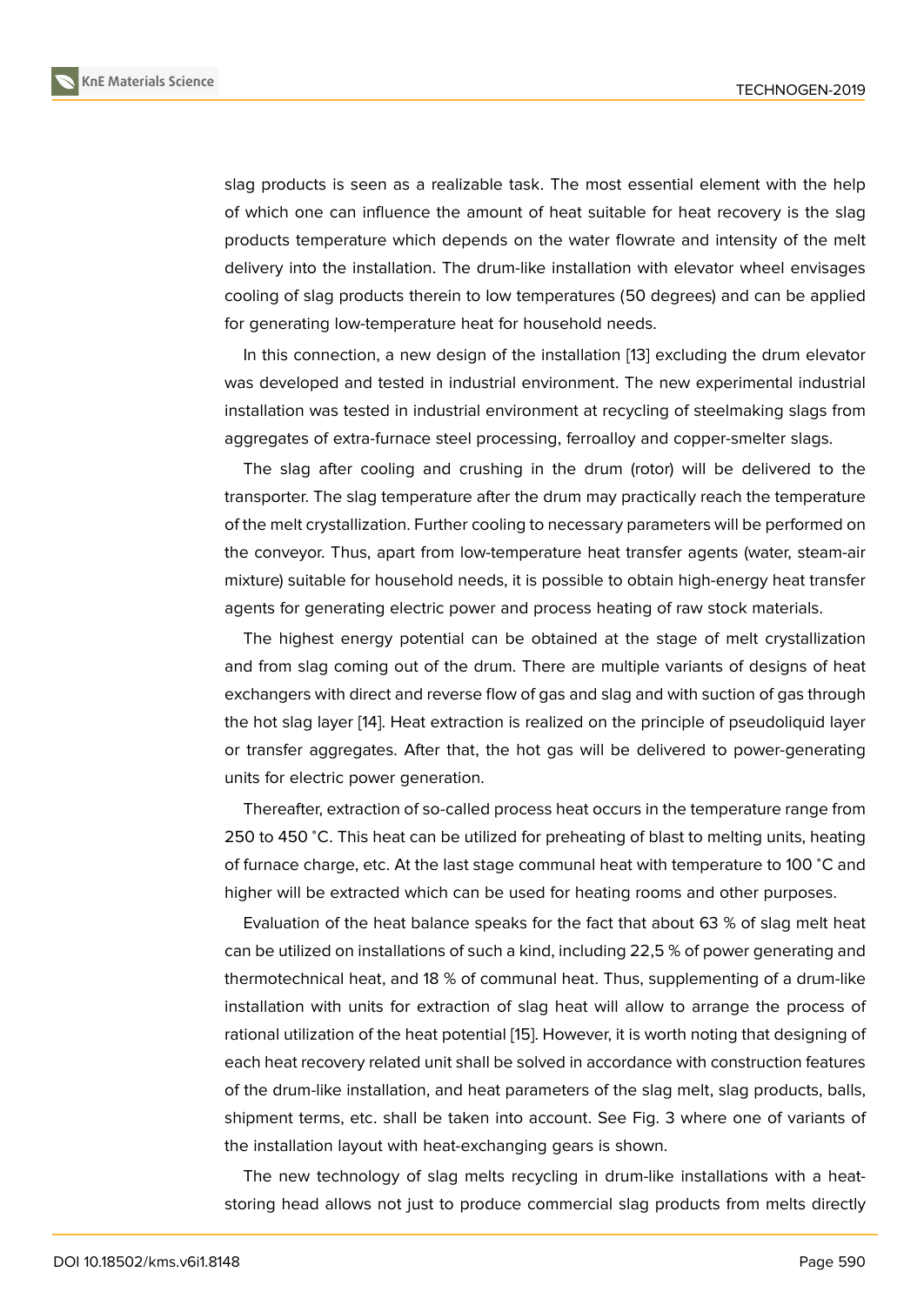slag products is seen as a realizable task. The most essential element with the help of which one can influence the amount of heat suitable for heat recovery is the slag products temperature which depends on the water flowrate and intensity of the melt delivery into the installation. The drum-like installation with elevator wheel envisages cooling of slag products therein to low temperatures (50 degrees) and can be applied for generating low-temperature heat for household needs.

In this connection, a new design of the installation [13] excluding the drum elevator was developed and tested in industrial environment. The new experimental industrial installation was tested in industrial environment at recycling of steelmaking slags from aggregates of extra-furnace steel processing, ferroalloy and copper-smelter slags.

The slag after cooling and crushing in the drum (rotor) will be delivered to the transporter. The slag temperature after the drum may practically reach the temperature of the melt crystallization. Further cooling to necessary parameters will be performed on the conveyor. Thus, apart from low-temperature heat transfer agents (water, steam-air mixture) suitable for household needs, it is possible to obtain high-energy heat transfer agents for generating electric power and process heating of raw stock materials.

The highest energy potential can be obtained at the stage of melt crystallization and from slag coming out of the drum. There are multiple variants of designs of heat exchangers with direct and reverse flow of gas and slag and with suction of gas through the hot slag layer [14]. Heat extraction is realized on the principle of pseudoliquid layer or transfer aggregates. After that, the hot gas will be delivered to power-generating units for electric power generation.

Thereafter, extraction of so-called process heat occurs in the temperature range from 250 to 450 °C. This heat can be utilized for preheating of blast to melting units, heating of furnace charge, etc. At the last stage communal heat with temperature to 100 °C and higher will be extracted which can be used for heating rooms and other purposes.

Evaluation of the heat balance speaks for the fact that about 63 % of slag melt heat can be utilized on installations of such a kind, including 22,5 % of power generating and thermotechnical heat, and 18 % of communal heat. Thus, supplementing of a drum-like installation with units for extraction of slag heat will allow to arrange the process of rational utilization of the heat potential [15]. However, it is worth noting that designing of each heat recovery related unit shall be solved in accordance with construction features of the drum-like installation, and heat parameters of the slag melt, slag products, balls, shipment terms, etc. shall be taken into account. See Fig. 3 where one of variants of the installation layout with heat-exchanging gears is shown.

The new technology of slag melts recycling in drum-like installations with a heat-storing head allows not just to produce commercial slag products from melts directly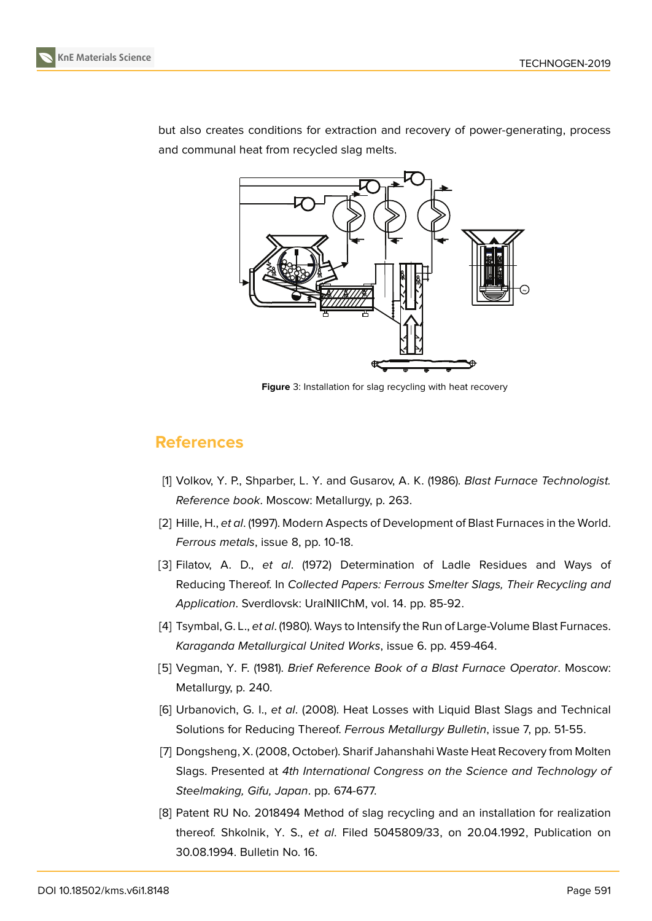but also creates conditions for extraction and recovery of power-generating, process and communal heat from recycled slag melts.

**Figure** 3: Installation for slag recycling with heat recovery

## References

[1] Volkov, Y. P., Shparber, L. Y. and Gusarov, A. K. (1986). *Blast Furnace Technologist. Reference book*. Moscow: Metallurgy, p. 263.

[2] Hille, H., *et al*. (1997). Modern Aspects of Development of Blast Furnaces in the World. *Ferrous metals*, issue 8, pp. 10-18.

[3] Filatov, A. D., *et al*. (1972) Determination of Ladle Residues and Ways of Reducing Thereof. In *Collected Papers: Ferrous Smelter Slags, Their Recycling and Application*. Sverdlovsk: UralNIIChM, vol. 14. pp. 85-92.

[4] Tsymbal, G. L., *et al*. (1980). Ways to Intensify the Run of Large-Volume Blast Furnaces. *Karaganda Metallurgical United Works*, issue 6. pp. 459-464.

[5] Vegman, Y. F. (1981). *Brief Reference Book of a Blast Furnace Operator*. Moscow: Metallurgy, p. 240.

[6] Urbanovich, G. I., *et al*. (2008). Heat Losses with Liquid Blast Slags and Technical Solutions for Reducing Thereof. *Ferrous Metallurgy Bulletin*, issue 7, pp. 51-55.

[7] Dongsheng, X. (2008, October). Sharif Jahanshahi Waste Heat Recovery from Molten Slags. Presented at *4th International Congress on the Science and Technology of Steelmaking, Gifu, Japan*. pp. 674-677.

[8] Patent RU No. 2018494 Method of slag recycling and an installation for realization thereof. Shkolnik, Y. S., *et al*. Filed 5045809/33, on 20.04.1992, Publication on 30.08.1994. Bulletin No. 16.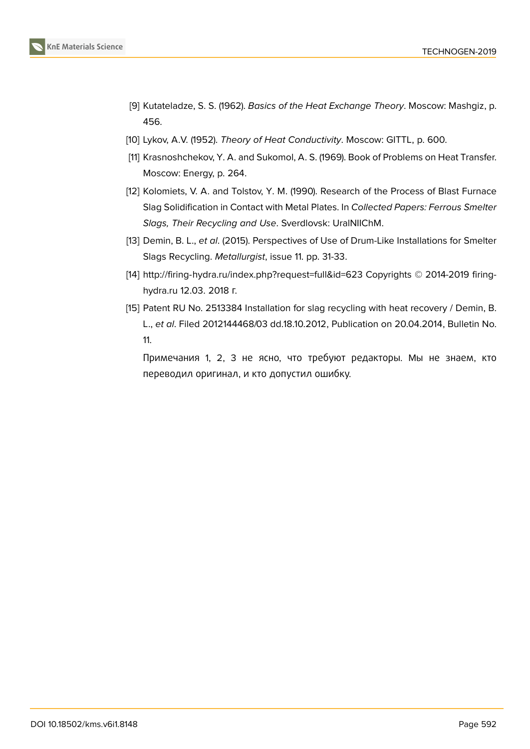[9] Kutateladze, S. S. (1962). *Basics of the Heat Exchange Theory*. Moscow: Mashgiz, p. 456.

[10] Lykov, A.V. (1952). *Theory of Heat Conductivity*. Moscow: GITTL, p. 600.

[11] Krasnoshchekov, Y. A. and Sukomol, A. S. (1969). Book of Problems on Heat Transfer. Moscow: Energy, p. 264.

[12] Kolomiets, V. A. and Tolstov, Y. M. (1990). Research of the Process of Blast Furnace Slag Solidification in Contact with Metal Plates. In *Collected Papers: Ferrous Smelter Slags, Their Recycling and Use*. Sverdlovsk: UralNIIChM.

[13] Demin, B. L., *et al*. (2015). Perspectives of Use of Drum-Like Installations for Smelter Slags Recycling. *Metallurgist*, issue 11. pp. 31-33.

[14] http://firing-hydra.ru/index.php?request=full&id=623 Copyrights © 2014-2019 firing-hydra.ru 12.03. 2018 г.

[15] Patent RU No. 2513384 Installation for slag recycling with heat recovery / Demin, B. L., *et al*. Filed 2012144468/03 dd.18.10.2012, Publication on 20.04.2014, Bulletin No. 11.

Примечания 1, 2, 3 не ясно, что требуют редакторы. Мы не знаем, кто переводил оригинал, и кто допустил ошибку.